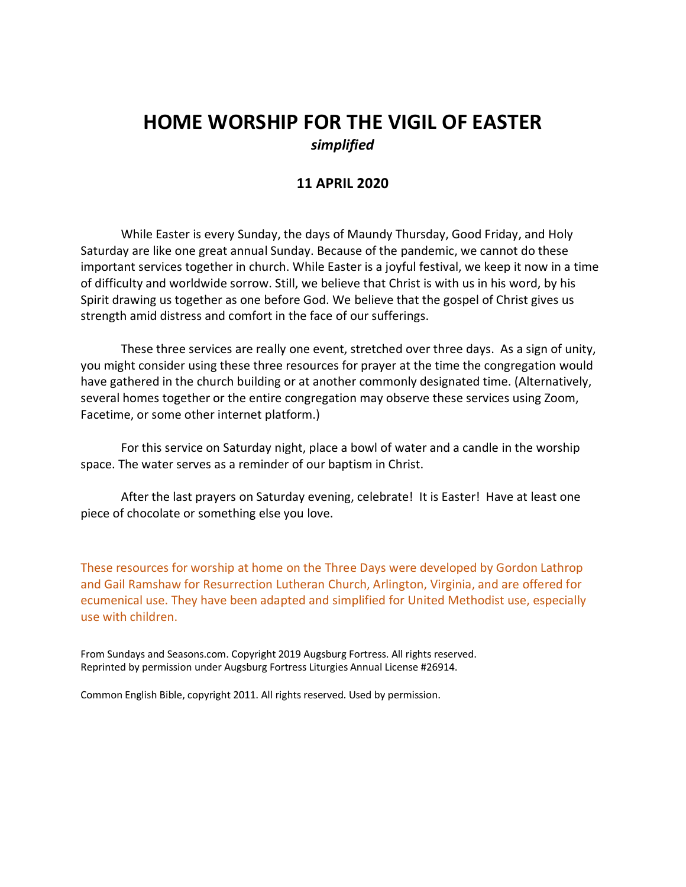# HOME WORSHIP FOR THE VIGIL OF EASTER

***simplified***

**11 APRIL 2020**

While Easter is every Sunday, the days of Maundy Thursday, Good Friday, and Holy Saturday are like one great annual Sunday. Because of the pandemic, we cannot do these important services together in church. While Easter is a joyful festival, we keep it now in a time of difficulty and worldwide sorrow. Still, we believe that Christ is with us in his word, by his Spirit drawing us together as one before God. We believe that the gospel of Christ gives us strength amid distress and comfort in the face of our sufferings.

These three services are really one event, stretched over three days. As a sign of unity, you might consider using these three resources for prayer at the time the congregation would have gathered in the church building or at another commonly designated time. (Alternatively, several homes together or the entire congregation may observe these services using Zoom, Facetime, or some other internet platform.)

For this service on Saturday night, place a bowl of water and a candle in the worship space. The water serves as a reminder of our baptism in Christ.

After the last prayers on Saturday evening, celebrate! It is Easter! Have at least one piece of chocolate or something else you love.

These resources for worship at home on the Three Days were developed by Gordon Lathrop and Gail Ramshaw for Resurrection Lutheran Church, Arlington, Virginia, and are offered for ecumenical use. They have been adapted and simplified for United Methodist use, especially use with children.

From Sundays and Seasons.com. Copyright 2019 Augsburg Fortress. All rights reserved.
Reprinted by permission under Augsburg Fortress Liturgies Annual License #26914.

Common English Bible, copyright 2011. All rights reserved. Used by permission.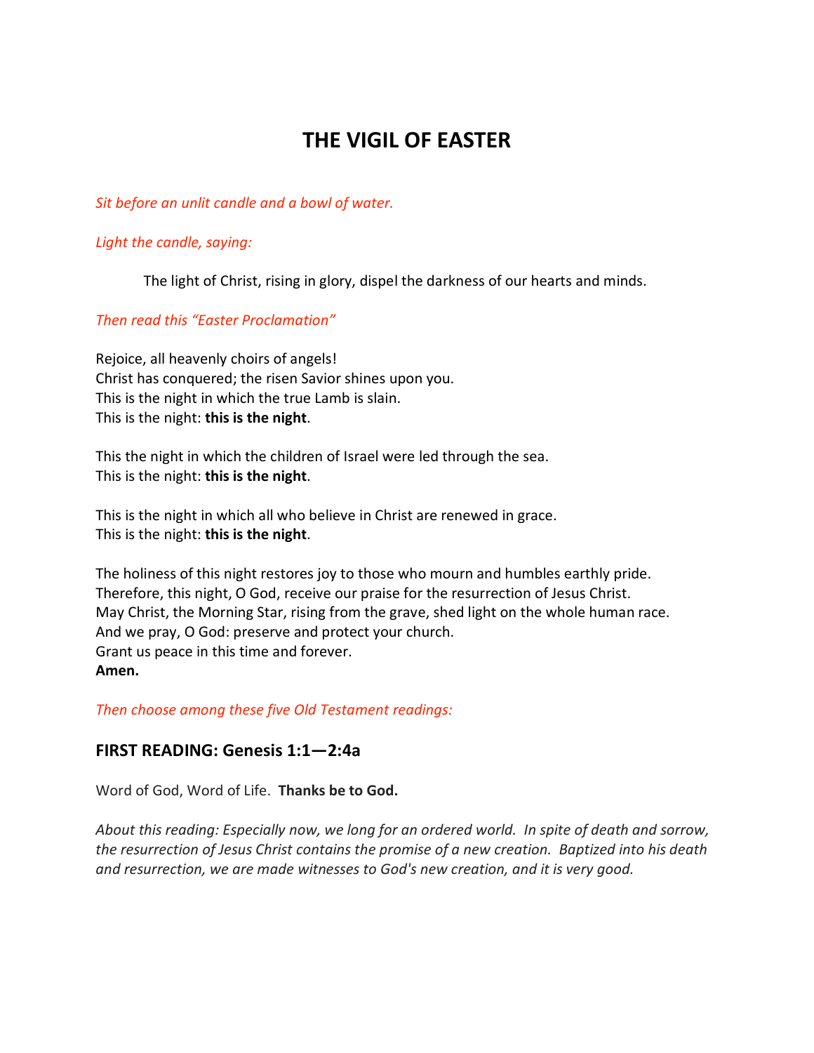# THE VIGIL OF EASTER

*Sit before an unlit candle and a bowl of water.*

*Light the candle, saying:*

> The light of Christ, rising in glory, dispel the darkness of our hearts and minds.

*Then read this "Easter Proclamation"*

Rejoice, all heavenly choirs of angels!
Christ has conquered; the risen Savior shines upon you.
This is the night in which the true Lamb is slain.
This is the night: **this is the night**.

This the night in which the children of Israel were led through the sea.
This is the night: **this is the night**.

This is the night in which all who believe in Christ are renewed in grace.
This is the night: **this is the night**.

The holiness of this night restores joy to those who mourn and humbles earthly pride.
Therefore, this night, O God, receive our praise for the resurrection of Jesus Christ.
May Christ, the Morning Star, rising from the grave, shed light on the whole human race.
And we pray, O God: preserve and protect your church.
Grant us peace in this time and forever.
**Amen.**

*Then choose among these five Old Testament readings:*

## FIRST READING: Genesis 1:1—2:4a

Word of God, Word of Life. **Thanks be to God.**

*About this reading: Especially now, we long for an ordered world. In spite of death and sorrow, the resurrection of Jesus Christ contains the promise of a new creation. Baptized into his death and resurrection, we are made witnesses to God's new creation, and it is very good.*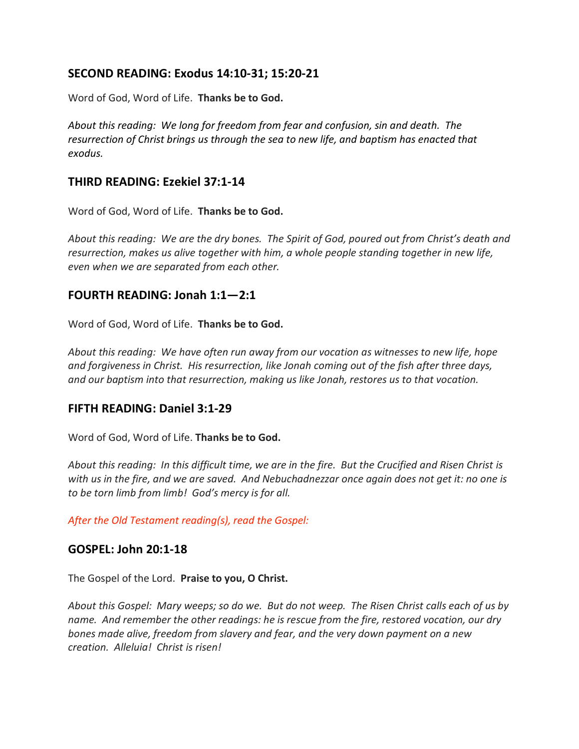## SECOND READING: Exodus 14:10-31; 15:20-21

Word of God, Word of Life. **Thanks be to God.**

*About this reading: We long for freedom from fear and confusion, sin and death. The resurrection of Christ brings us through the sea to new life, and baptism has enacted that exodus.*

## THIRD READING: Ezekiel 37:1-14

Word of God, Word of Life. **Thanks be to God.**

*About this reading: We are the dry bones. The Spirit of God, poured out from Christ's death and resurrection, makes us alive together with him, a whole people standing together in new life, even when we are separated from each other.*

## FOURTH READING: Jonah 1:1—2:1

Word of God, Word of Life. **Thanks be to God.**

*About this reading: We have often run away from our vocation as witnesses to new life, hope and forgiveness in Christ. His resurrection, like Jonah coming out of the fish after three days, and our baptism into that resurrection, making us like Jonah, restores us to that vocation.*

## FIFTH READING: Daniel 3:1-29

Word of God, Word of Life. **Thanks be to God.**

*About this reading: In this difficult time, we are in the fire. But the Crucified and Risen Christ is with us in the fire, and we are saved. And Nebuchadnezzar once again does not get it: no one is to be torn limb from limb! God's mercy is for all.*

*After the Old Testament reading(s), read the Gospel:*

## GOSPEL: John 20:1-18

The Gospel of the Lord. **Praise to you, O Christ.**

*About this Gospel: Mary weeps; so do we. But do not weep. The Risen Christ calls each of us by name. And remember the other readings: he is rescue from the fire, restored vocation, our dry bones made alive, freedom from slavery and fear, and the very down payment on a new creation. Alleluia! Christ is risen!*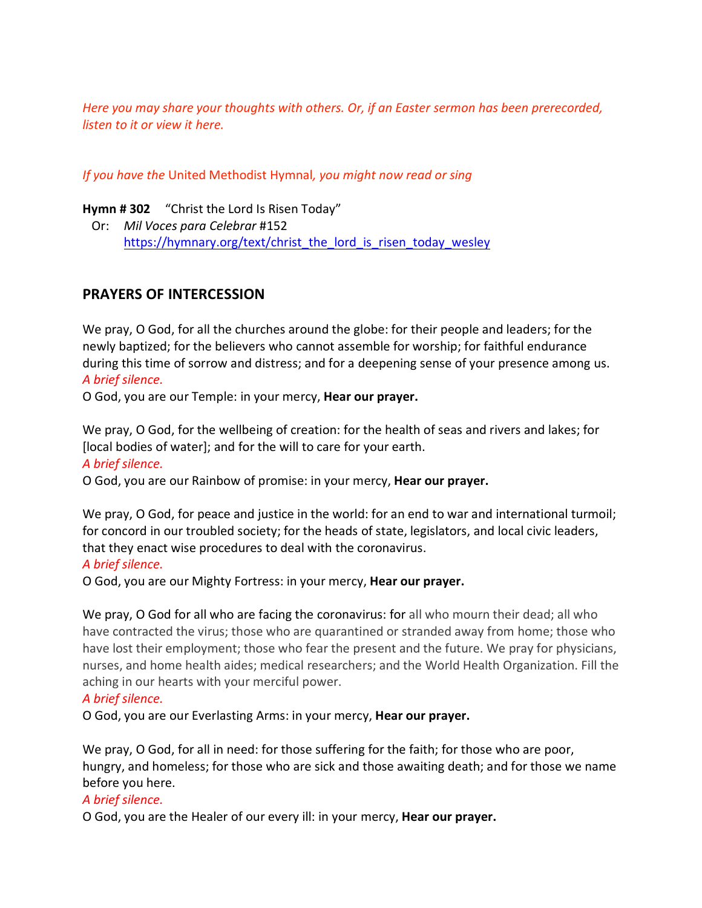*Here you may share your thoughts with others. Or, if an Easter sermon has been prerecorded, listen to it or view it here.*

*If you have the* United Methodist Hymnal*, you might now read or sing*

**Hymn # 302** "Christ the Lord Is Risen Today"
Or: *Mil Voces para Celebrar* #152
https://hymnary.org/text/christ_the_lord_is_risen_today_wesley

## PRAYERS OF INTERCESSION

We pray, O God, for all the churches around the globe: for their people and leaders; for the newly baptized; for the believers who cannot assemble for worship; for faithful endurance during this time of sorrow and distress; and for a deepening sense of your presence among us.
*A brief silence.*
O God, you are our Temple: in your mercy, **Hear our prayer.**

We pray, O God, for the wellbeing of creation: for the health of seas and rivers and lakes; for [local bodies of water]; and for the will to care for your earth.
*A brief silence.*
O God, you are our Rainbow of promise: in your mercy, **Hear our prayer.**

We pray, O God, for peace and justice in the world: for an end to war and international turmoil; for concord in our troubled society; for the heads of state, legislators, and local civic leaders, that they enact wise procedures to deal with the coronavirus.
*A brief silence.*
O God, you are our Mighty Fortress: in your mercy, **Hear our prayer.**

We pray, O God for all who are facing the coronavirus: for all who mourn their dead; all who have contracted the virus; those who are quarantined or stranded away from home; those who have lost their employment; those who fear the present and the future. We pray for physicians, nurses, and home health aides; medical researchers; and the World Health Organization. Fill the aching in our hearts with your merciful power.
*A brief silence.*
O God, you are our Everlasting Arms: in your mercy, **Hear our prayer.**

We pray, O God, for all in need: for those suffering for the faith; for those who are poor, hungry, and homeless; for those who are sick and those awaiting death; and for those we name before you here.
*A brief silence.*
O God, you are the Healer of our every ill: in your mercy, **Hear our prayer.**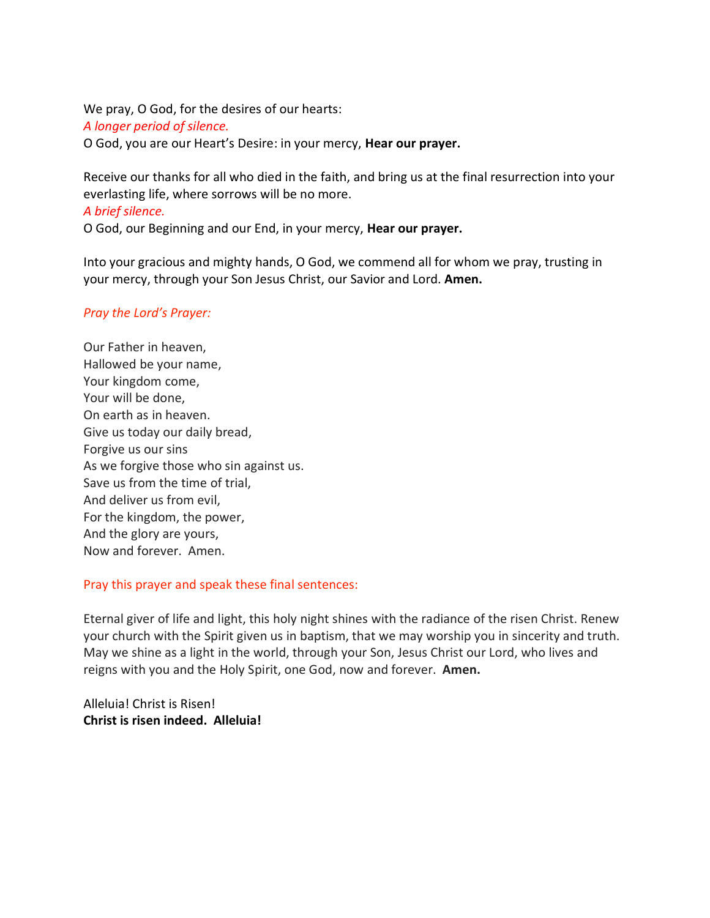We pray, O God, for the desires of our hearts:

*A longer period of silence.*

O God, you are our Heart's Desire: in your mercy, **Hear our prayer.**

Receive our thanks for all who died in the faith, and bring us at the final resurrection into your everlasting life, where sorrows will be no more.

*A brief silence.*

O God, our Beginning and our End, in your mercy, **Hear our prayer.**

Into your gracious and mighty hands, O God, we commend all for whom we pray, trusting in your mercy, through your Son Jesus Christ, our Savior and Lord. **Amen.**

*Pray the Lord's Prayer:*

Our Father in heaven,
Hallowed be your name,
Your kingdom come,
Your will be done,
On earth as in heaven.
Give us today our daily bread,
Forgive us our sins
As we forgive those who sin against us.
Save us from the time of trial,
And deliver us from evil,
For the kingdom, the power,
And the glory are yours,
Now and forever. Amen.

Pray this prayer and speak these final sentences:

Eternal giver of life and light, this holy night shines with the radiance of the risen Christ. Renew your church with the Spirit given us in baptism, that we may worship you in sincerity and truth. May we shine as a light in the world, through your Son, Jesus Christ our Lord, who lives and reigns with you and the Holy Spirit, one God, now and forever. **Amen.**

Alleluia! Christ is Risen!
**Christ is risen indeed. Alleluia!**